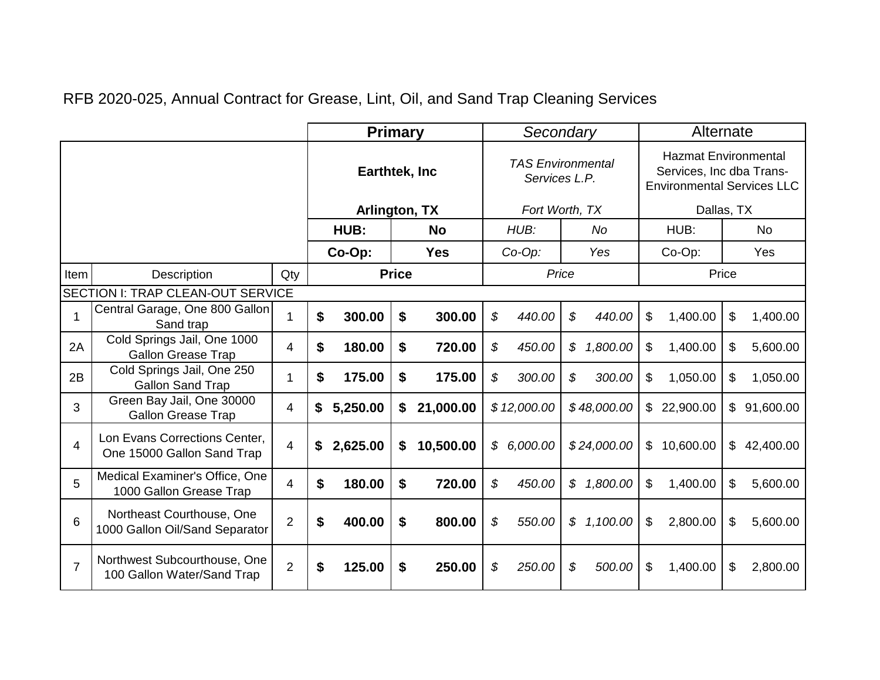RFB 2020-025, Annual Contract for Grease, Lint, Oil, and Sand Trap Cleaning Services

| | | | **Primary** | | *Secondary* | | Alternate | |
|---|---|---|---|---|---|---|---|---|
| | | | **Earthtek, Inc** **Arlington, TX** | | *TAS Environmental Services L.P.* *Fort Worth, TX* | | Hazmat Environmental Services, Inc dba Trans-Environmental Services LLC Dallas, TX | |
| | | | **HUB:** | **No** | *HUB:* | *No* | HUB: | No |
| | | | **Co-Op:** | **Yes** | *Co-Op:* | *Yes* | Co-Op: | Yes |
| Item | Description | Qty | **Price** | | *Price* | | Price | |
| SECTION I: TRAP CLEAN-OUT SERVICE | | | | | | | | |
| 1 | Central Garage, One 800 Gallon Sand trap | 1 | **$ 300.00** | **$ 300.00** | *$ 440.00* | *$ 440.00* | $ 1,400.00 | $ 1,400.00 |
| 2A | Cold Springs Jail, One 1000 Gallon Grease Trap | 4 | **$ 180.00** | **$ 720.00** | *$ 450.00* | *$ 1,800.00* | $ 1,400.00 | $ 5,600.00 |
| 2B | Cold Springs Jail, One 250 Gallon Sand Trap | 1 | **$ 175.00** | **$ 175.00** | *$ 300.00* | *$ 300.00* | $ 1,050.00 | $ 1,050.00 |
| 3 | Green Bay Jail, One 30000 Gallon Grease Trap | 4 | **$ 5,250.00** | **$ 21,000.00** | *$ 12,000.00* | *$ 48,000.00* | $ 22,900.00 | $ 91,600.00 |
| 4 | Lon Evans Corrections Center, One 15000 Gallon Sand Trap | 4 | **$ 2,625.00** | **$ 10,500.00** | *$ 6,000.00* | *$ 24,000.00* | $ 10,600.00 | $ 42,400.00 |
| 5 | Medical Examiner's Office, One 1000 Gallon Grease Trap | 4 | **$ 180.00** | **$ 720.00** | *$ 450.00* | *$ 1,800.00* | $ 1,400.00 | $ 5,600.00 |
| 6 | Northeast Courthouse, One 1000 Gallon Oil/Sand Separator | 2 | **$ 400.00** | **$ 800.00** | *$ 550.00* | *$ 1,100.00* | $ 2,800.00 | $ 5,600.00 |
| 7 | Northwest Subcourthouse, One 100 Gallon Water/Sand Trap | 2 | **$ 125.00** | **$ 250.00** | *$ 250.00* | *$ 500.00* | $ 1,400.00 | $ 2,800.00 |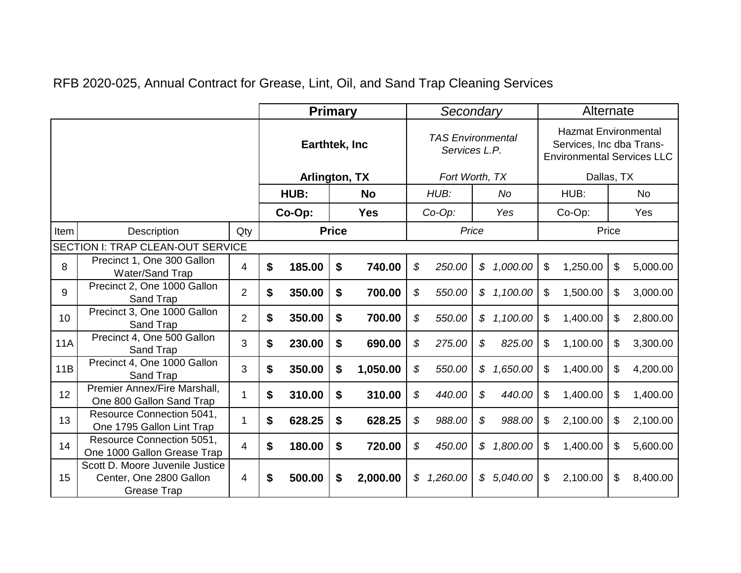RFB 2020-025, Annual Contract for Grease, Lint, Oil, and Sand Trap Cleaning Services

| | | | **Primary** | | *Secondary* | | Alternate | |
|---|---|---|---|---|---|---|---|---|
| | | | **Earthtek, Inc** **Arlington, TX** | | *TAS Environmental Services L.P.* *Fort Worth, TX* | | Hazmat Environmental Services, Inc dba Trans-Environmental Services LLC Dallas, TX | |
| | | | **HUB:** | **No** | *HUB:* | *No* | HUB: | No |
| | | | **Co-Op:** | **Yes** | *Co-Op:* | *Yes* | Co-Op: | Yes |
| Item | Description | Qty | **Price** | | *Price* | | Price | |
| SECTION I: TRAP CLEAN-OUT SERVICE | | | | | | | | |
| 8 | Precinct 1, One 300 Gallon Water/Sand Trap | 4 | **$ 185.00** | **$ 740.00** | *$ 250.00* | *$ 1,000.00* | $ 1,250.00 | $ 5,000.00 |
| 9 | Precinct 2, One 1000 Gallon Sand Trap | 2 | **$ 350.00** | **$ 700.00** | *$ 550.00* | *$ 1,100.00* | $ 1,500.00 | $ 3,000.00 |
| 10 | Precinct 3, One 1000 Gallon Sand Trap | 2 | **$ 350.00** | **$ 700.00** | *$ 550.00* | *$ 1,100.00* | $ 1,400.00 | $ 2,800.00 |
| 11A | Precinct 4, One 500 Gallon Sand Trap | 3 | **$ 230.00** | **$ 690.00** | *$ 275.00* | *$ 825.00* | $ 1,100.00 | $ 3,300.00 |
| 11B | Precinct 4, One 1000 Gallon Sand Trap | 3 | **$ 350.00** | **$ 1,050.00** | *$ 550.00* | *$ 1,650.00* | $ 1,400.00 | $ 4,200.00 |
| 12 | Premier Annex/Fire Marshall, One 800 Gallon Sand Trap | 1 | **$ 310.00** | **$ 310.00** | *$ 440.00* | *$ 440.00* | $ 1,400.00 | $ 1,400.00 |
| 13 | Resource Connection 5041, One 1795 Gallon Lint Trap | 1 | **$ 628.25** | **$ 628.25** | *$ 988.00* | *$ 988.00* | $ 2,100.00 | $ 2,100.00 |
| 14 | Resource Connection 5051, One 1000 Gallon Grease Trap | 4 | **$ 180.00** | **$ 720.00** | *$ 450.00* | *$ 1,800.00* | $ 1,400.00 | $ 5,600.00 |
| 15 | Scott D. Moore Juvenile Justice Center, One 2800 Gallon Grease Trap | 4 | **$ 500.00** | **$ 2,000.00** | *$ 1,260.00* | *$ 5,040.00* | $ 2,100.00 | $ 8,400.00 |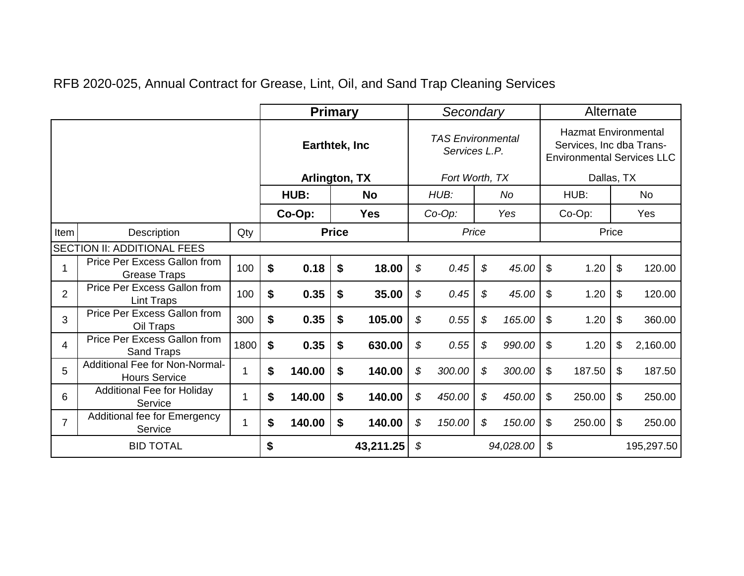RFB 2020-025, Annual Contract for Grease, Lint, Oil, and Sand Trap Cleaning Services

| | | | **Primary** | | *Secondary* | | Alternate | |
|---|---|---|---|---|---|---|---|---|
| | | | **Earthtek, Inc**<br><br>**Arlington, TX** | | *TAS Environmental Services L.P.*<br><br>*Fort Worth, TX* | | Hazmat Environmental Services, Inc dba Trans-Environmental Services LLC<br><br>Dallas, TX | |
| | | | **HUB:** | **No** | *HUB:* | *No* | HUB: | No |
| | | | **Co-Op:** | **Yes** | *Co-Op:* | *Yes* | Co-Op: | Yes |
| Item | Description | Qty | **Price** | | *Price* | | Price | |
| SECTION II: ADDITIONAL FEES | | | | | | | | |
| 1 | Price Per Excess Gallon from Grease Traps | 100 | **$ 0.18** | **$ 18.00** | *$ 0.45* | *$ 45.00* | $ 1.20 | $ 120.00 |
| 2 | Price Per Excess Gallon from Lint Traps | 100 | **$ 0.35** | **$ 35.00** | *$ 0.45* | *$ 45.00* | $ 1.20 | $ 120.00 |
| 3 | Price Per Excess Gallon from Oil Traps | 300 | **$ 0.35** | **$ 105.00** | *$ 0.55* | *$ 165.00* | $ 1.20 | $ 360.00 |
| 4 | Price Per Excess Gallon from Sand Traps | 1800 | **$ 0.35** | **$ 630.00** | *$ 0.55* | *$ 990.00* | $ 1.20 | $ 2,160.00 |
| 5 | Additional Fee for Non-Normal-Hours Service | 1 | **$ 140.00** | **$ 140.00** | *$ 300.00* | *$ 300.00* | $ 187.50 | $ 187.50 |
| 6 | Additional Fee for Holiday Service | 1 | **$ 140.00** | **$ 140.00** | *$ 450.00* | *$ 450.00* | $ 250.00 | $ 250.00 |
| 7 | Additional fee for Emergency Service | 1 | **$ 140.00** | **$ 140.00** | *$ 150.00* | *$ 150.00* | $ 250.00 | $ 250.00 |
| BID TOTAL | | | **$ 43,211.25** | | *$ 94,028.00* | | $ 195,297.50 | |